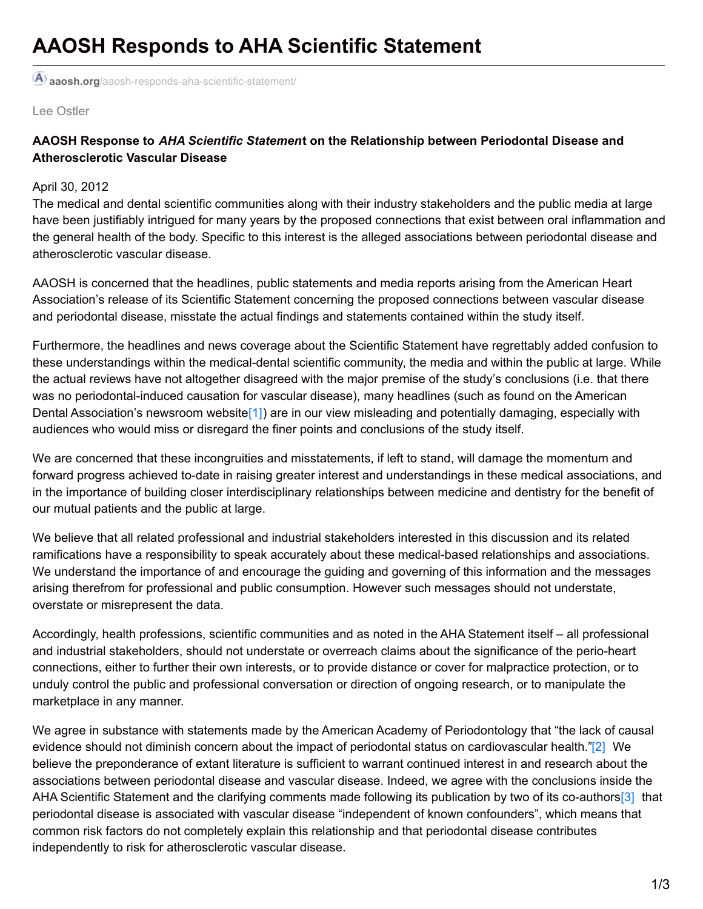# AAOSH Responds to AHA Scientific Statement

aaosh.org/aaosh-responds-aha-scientific-statement/

Lee Ostler

**AAOSH Response to *AHA Scientific Statemen*t on the Relationship between Periodontal Disease and Atherosclerotic Vascular Disease**

April 30, 2012

The medical and dental scientific communities along with their industry stakeholders and the public media at large have been justifiably intrigued for many years by the proposed connections that exist between oral inflammation and the general health of the body. Specific to this interest is the alleged associations between periodontal disease and atherosclerotic vascular disease.

AAOSH is concerned that the headlines, public statements and media reports arising from the American Heart Association's release of its Scientific Statement concerning the proposed connections between vascular disease and periodontal disease, misstate the actual findings and statements contained within the study itself.

Furthermore, the headlines and news coverage about the Scientific Statement have regrettably added confusion to these understandings within the medical-dental scientific community, the media and within the public at large. While the actual reviews have not altogether disagreed with the major premise of the study's conclusions (i.e. that there was no periodontal-induced causation for vascular disease), many headlines (such as found on the American Dental Association's newsroom website[1]) are in our view misleading and potentially damaging, especially with audiences who would miss or disregard the finer points and conclusions of the study itself.

We are concerned that these incongruities and misstatements, if left to stand, will damage the momentum and forward progress achieved to-date in raising greater interest and understandings in these medical associations, and in the importance of building closer interdisciplinary relationships between medicine and dentistry for the benefit of our mutual patients and the public at large.

We believe that all related professional and industrial stakeholders interested in this discussion and its related ramifications have a responsibility to speak accurately about these medical-based relationships and associations. We understand the importance of and encourage the guiding and governing of this information and the messages arising therefrom for professional and public consumption. However such messages should not understate, overstate or misrepresent the data.

Accordingly, health professions, scientific communities and as noted in the AHA Statement itself – all professional and industrial stakeholders, should not understate or overreach claims about the significance of the perio-heart connections, either to further their own interests, or to provide distance or cover for malpractice protection, or to unduly control the public and professional conversation or direction of ongoing research, or to manipulate the marketplace in any manner.

We agree in substance with statements made by the American Academy of Periodontology that "the lack of causal evidence should not diminish concern about the impact of periodontal status on cardiovascular health."[2] We believe the preponderance of extant literature is sufficient to warrant continued interest in and research about the associations between periodontal disease and vascular disease. Indeed, we agree with the conclusions inside the AHA Scientific Statement and the clarifying comments made following its publication by two of its co-authors[3] that periodontal disease is associated with vascular disease "independent of known confounders", which means that common risk factors do not completely explain this relationship and that periodontal disease contributes independently to risk for atherosclerotic vascular disease.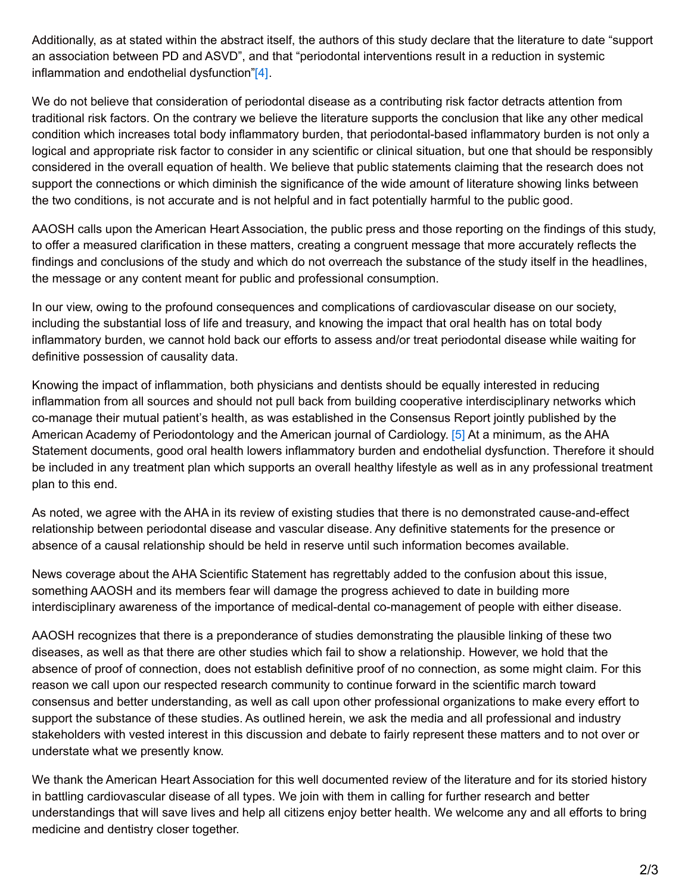Additionally, as at stated within the abstract itself, the authors of this study declare that the literature to date "support an association between PD and ASVD", and that "periodontal interventions result in a reduction in systemic inflammation and endothelial dysfunction"[4].

We do not believe that consideration of periodontal disease as a contributing risk factor detracts attention from traditional risk factors. On the contrary we believe the literature supports the conclusion that like any other medical condition which increases total body inflammatory burden, that periodontal-based inflammatory burden is not only a logical and appropriate risk factor to consider in any scientific or clinical situation, but one that should be responsibly considered in the overall equation of health. We believe that public statements claiming that the research does not support the connections or which diminish the significance of the wide amount of literature showing links between the two conditions, is not accurate and is not helpful and in fact potentially harmful to the public good.

AAOSH calls upon the American Heart Association, the public press and those reporting on the findings of this study, to offer a measured clarification in these matters, creating a congruent message that more accurately reflects the findings and conclusions of the study and which do not overreach the substance of the study itself in the headlines, the message or any content meant for public and professional consumption.

In our view, owing to the profound consequences and complications of cardiovascular disease on our society, including the substantial loss of life and treasury, and knowing the impact that oral health has on total body inflammatory burden, we cannot hold back our efforts to assess and/or treat periodontal disease while waiting for definitive possession of causality data.

Knowing the impact of inflammation, both physicians and dentists should be equally interested in reducing inflammation from all sources and should not pull back from building cooperative interdisciplinary networks which co-manage their mutual patient's health, as was established in the Consensus Report jointly published by the American Academy of Periodontology and the American journal of Cardiology. [5] At a minimum, as the AHA Statement documents, good oral health lowers inflammatory burden and endothelial dysfunction. Therefore it should be included in any treatment plan which supports an overall healthy lifestyle as well as in any professional treatment plan to this end.

As noted, we agree with the AHA in its review of existing studies that there is no demonstrated cause-and-effect relationship between periodontal disease and vascular disease. Any definitive statements for the presence or absence of a causal relationship should be held in reserve until such information becomes available.

News coverage about the AHA Scientific Statement has regrettably added to the confusion about this issue, something AAOSH and its members fear will damage the progress achieved to date in building more interdisciplinary awareness of the importance of medical-dental co-management of people with either disease.

AAOSH recognizes that there is a preponderance of studies demonstrating the plausible linking of these two diseases, as well as that there are other studies which fail to show a relationship. However, we hold that the absence of proof of connection, does not establish definitive proof of no connection, as some might claim. For this reason we call upon our respected research community to continue forward in the scientific march toward consensus and better understanding, as well as call upon other professional organizations to make every effort to support the substance of these studies. As outlined herein, we ask the media and all professional and industry stakeholders with vested interest in this discussion and debate to fairly represent these matters and to not over or understate what we presently know.

We thank the American Heart Association for this well documented review of the literature and for its storied history in battling cardiovascular disease of all types. We join with them in calling for further research and better understandings that will save lives and help all citizens enjoy better health. We welcome any and all efforts to bring medicine and dentistry closer together.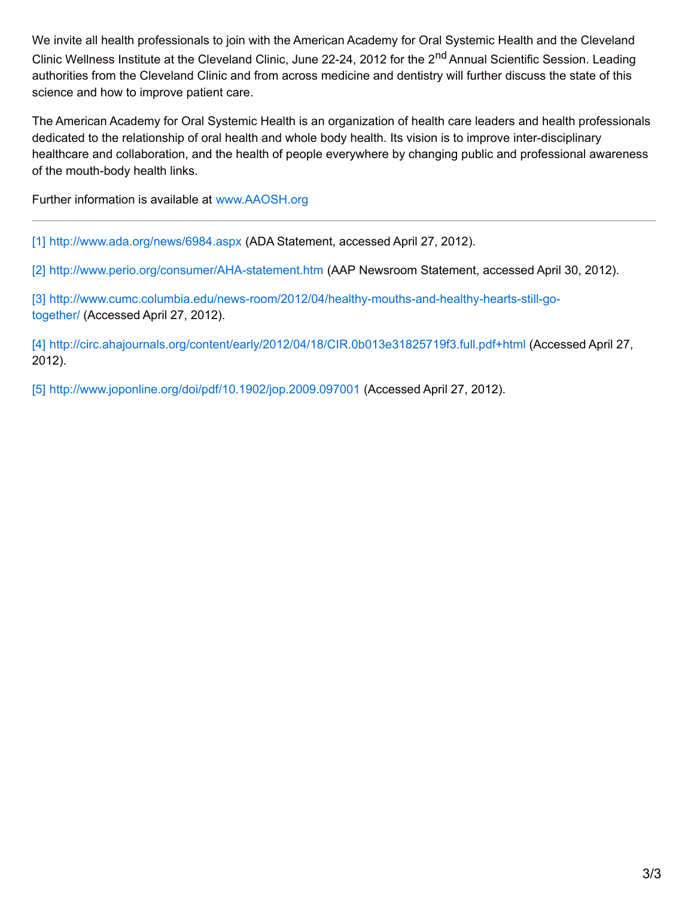We invite all health professionals to join with the American Academy for Oral Systemic Health and the Cleveland Clinic Wellness Institute at the Cleveland Clinic, June 22-24, 2012 for the 2nd Annual Scientific Session. Leading authorities from the Cleveland Clinic and from across medicine and dentistry will further discuss the state of this science and how to improve patient care.

The American Academy for Oral Systemic Health is an organization of health care leaders and health professionals dedicated to the relationship of oral health and whole body health. Its vision is to improve inter-disciplinary healthcare and collaboration, and the health of people everywhere by changing public and professional awareness of the mouth-body health links.

Further information is available at www.AAOSH.org

---

[1] http://www.ada.org/news/6984.aspx (ADA Statement, accessed April 27, 2012).

[2] http://www.perio.org/consumer/AHA-statement.htm (AAP Newsroom Statement, accessed April 30, 2012).

[3] http://www.cumc.columbia.edu/news-room/2012/04/healthy-mouths-and-healthy-hearts-still-go-together/ (Accessed April 27, 2012).

[4] http://circ.ahajournals.org/content/early/2012/04/18/CIR.0b013e31825719f3.full.pdf+html (Accessed April 27, 2012).

[5] http://www.joponline.org/doi/pdf/10.1902/jop.2009.097001 (Accessed April 27, 2012).